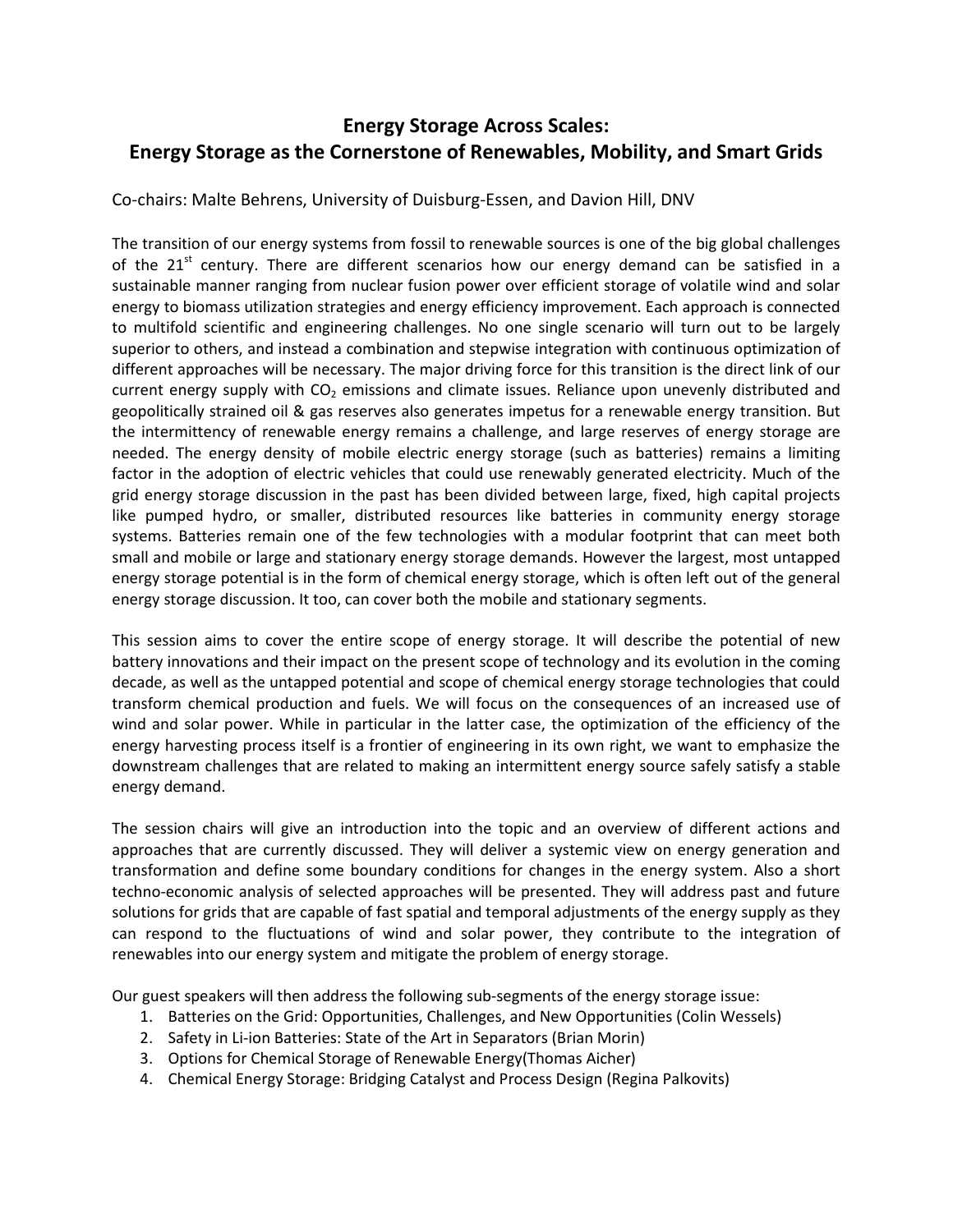# Energy Storage Across Scales:
# Energy Storage as the Cornerstone of Renewables, Mobility, and Smart Grids

Co-chairs: Malte Behrens, University of Duisburg-Essen, and Davion Hill, DNV

The transition of our energy systems from fossil to renewable sources is one of the big global challenges of the 21st century. There are different scenarios how our energy demand can be satisfied in a sustainable manner ranging from nuclear fusion power over efficient storage of volatile wind and solar energy to biomass utilization strategies and energy efficiency improvement. Each approach is connected to multifold scientific and engineering challenges. No one single scenario will turn out to be largely superior to others, and instead a combination and stepwise integration with continuous optimization of different approaches will be necessary. The major driving force for this transition is the direct link of our current energy supply with $CO_2$ emissions and climate issues. Reliance upon unevenly distributed and geopolitically strained oil & gas reserves also generates impetus for a renewable energy transition. But the intermittency of renewable energy remains a challenge, and large reserves of energy storage are needed. The energy density of mobile electric energy storage (such as batteries) remains a limiting factor in the adoption of electric vehicles that could use renewably generated electricity. Much of the grid energy storage discussion in the past has been divided between large, fixed, high capital projects like pumped hydro, or smaller, distributed resources like batteries in community energy storage systems. Batteries remain one of the few technologies with a modular footprint that can meet both small and mobile or large and stationary energy storage demands. However the largest, most untapped energy storage potential is in the form of chemical energy storage, which is often left out of the general energy storage discussion. It too, can cover both the mobile and stationary segments.

This session aims to cover the entire scope of energy storage. It will describe the potential of new battery innovations and their impact on the present scope of technology and its evolution in the coming decade, as well as the untapped potential and scope of chemical energy storage technologies that could transform chemical production and fuels. We will focus on the consequences of an increased use of wind and solar power. While in particular in the latter case, the optimization of the efficiency of the energy harvesting process itself is a frontier of engineering in its own right, we want to emphasize the downstream challenges that are related to making an intermittent energy source safely satisfy a stable energy demand.

The session chairs will give an introduction into the topic and an overview of different actions and approaches that are currently discussed. They will deliver a systemic view on energy generation and transformation and define some boundary conditions for changes in the energy system. Also a short techno-economic analysis of selected approaches will be presented. They will address past and future solutions for grids that are capable of fast spatial and temporal adjustments of the energy supply as they can respond to the fluctuations of wind and solar power, they contribute to the integration of renewables into our energy system and mitigate the problem of energy storage.

Our guest speakers will then address the following sub-segments of the energy storage issue:

1. Batteries on the Grid: Opportunities, Challenges, and New Opportunities (Colin Wessels)
2. Safety in Li-ion Batteries: State of the Art in Separators (Brian Morin)
3. Options for Chemical Storage of Renewable Energy(Thomas Aicher)
4. Chemical Energy Storage: Bridging Catalyst and Process Design (Regina Palkovits)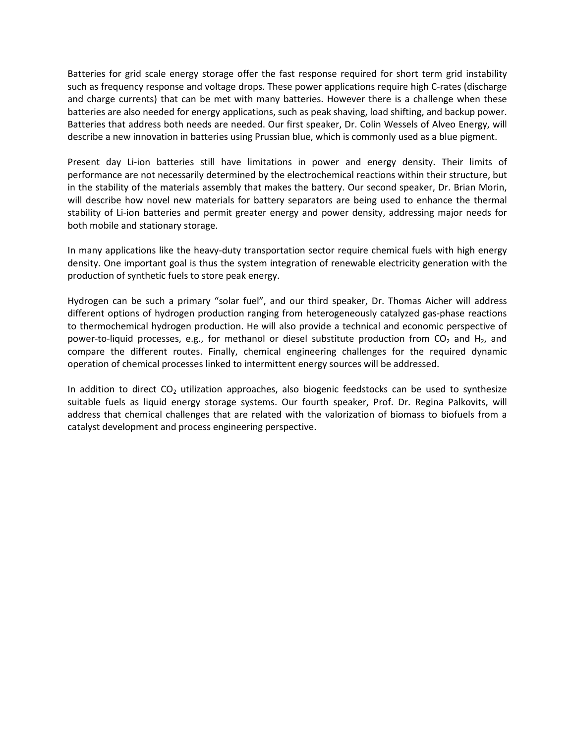Batteries for grid scale energy storage offer the fast response required for short term grid instability such as frequency response and voltage drops. These power applications require high C-rates (discharge and charge currents) that can be met with many batteries. However there is a challenge when these batteries are also needed for energy applications, such as peak shaving, load shifting, and backup power. Batteries that address both needs are needed. Our first speaker, Dr. Colin Wessels of Alveo Energy, will describe a new innovation in batteries using Prussian blue, which is commonly used as a blue pigment.

Present day Li-ion batteries still have limitations in power and energy density. Their limits of performance are not necessarily determined by the electrochemical reactions within their structure, but in the stability of the materials assembly that makes the battery. Our second speaker, Dr. Brian Morin, will describe how novel new materials for battery separators are being used to enhance the thermal stability of Li-ion batteries and permit greater energy and power density, addressing major needs for both mobile and stationary storage.

In many applications like the heavy-duty transportation sector require chemical fuels with high energy density. One important goal is thus the system integration of renewable electricity generation with the production of synthetic fuels to store peak energy.

Hydrogen can be such a primary “solar fuel”, and our third speaker, Dr. Thomas Aicher will address different options of hydrogen production ranging from heterogeneously catalyzed gas-phase reactions to thermochemical hydrogen production. He will also provide a technical and economic perspective of power-to-liquid processes, e.g., for methanol or diesel substitute production from $CO_2$ and $H_2$, and compare the different routes. Finally, chemical engineering challenges for the required dynamic operation of chemical processes linked to intermittent energy sources will be addressed.

In addition to direct $CO_2$ utilization approaches, also biogenic feedstocks can be used to synthesize suitable fuels as liquid energy storage systems. Our fourth speaker, Prof. Dr. Regina Palkovits, will address that chemical challenges that are related with the valorization of biomass to biofuels from a catalyst development and process engineering perspective.